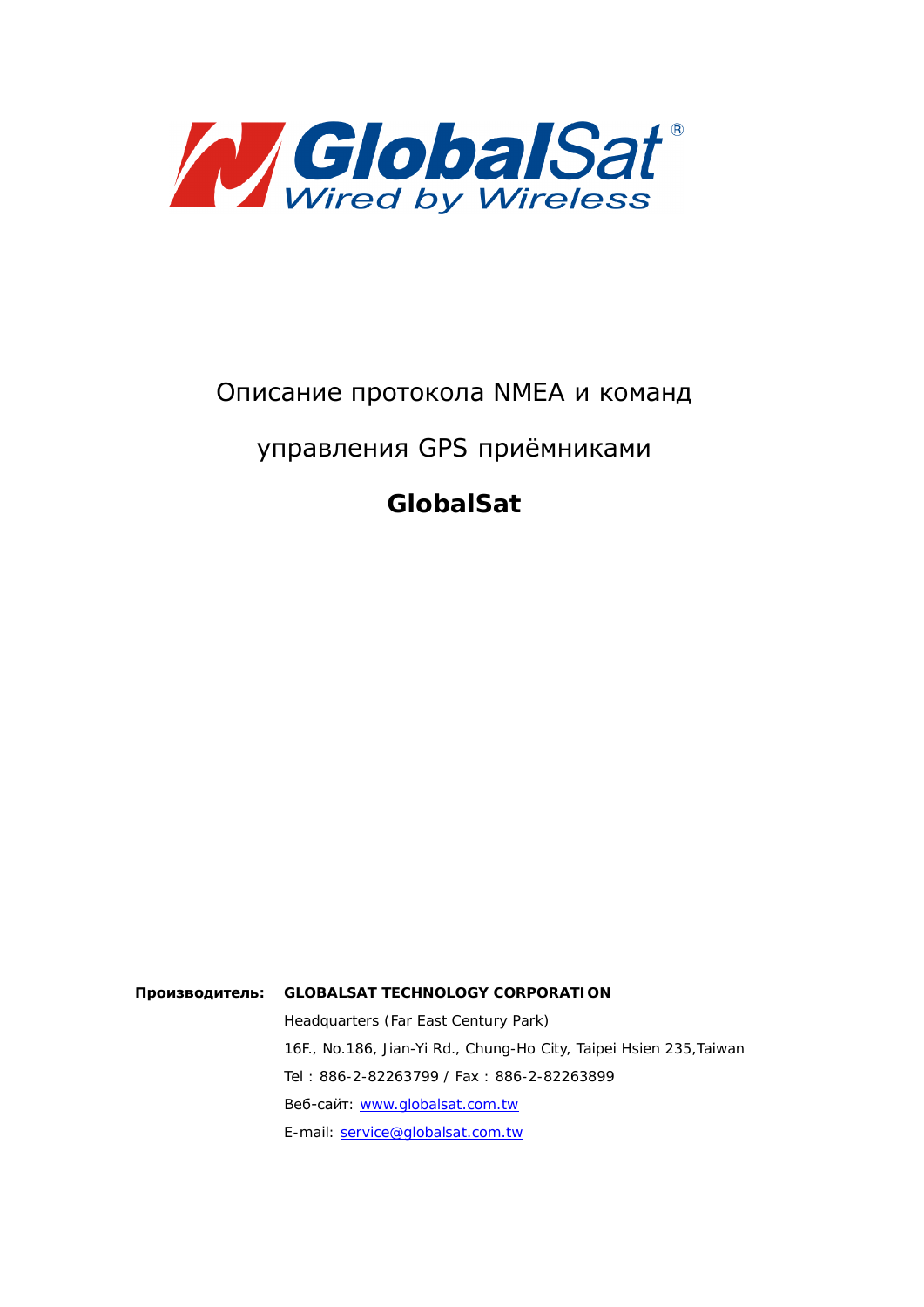GlobalSat®
Wired by Wireless

# Описание протокола NMEA и команд управления GPS приёмниками

# GlobalSat

**Производитель:** **GLOBALSAT TECHNOLOGY CORPORATION**

Headquarters (Far East Century Park)

16F., No.186, Jian-Yi Rd., Chung-Ho City, Taipei Hsien 235,Taiwan

Tel : 886-2-82263799 / Fax : 886-2-82263899

Веб-сайт: www.globalsat.com.tw

E-mail: service@globalsat.com.tw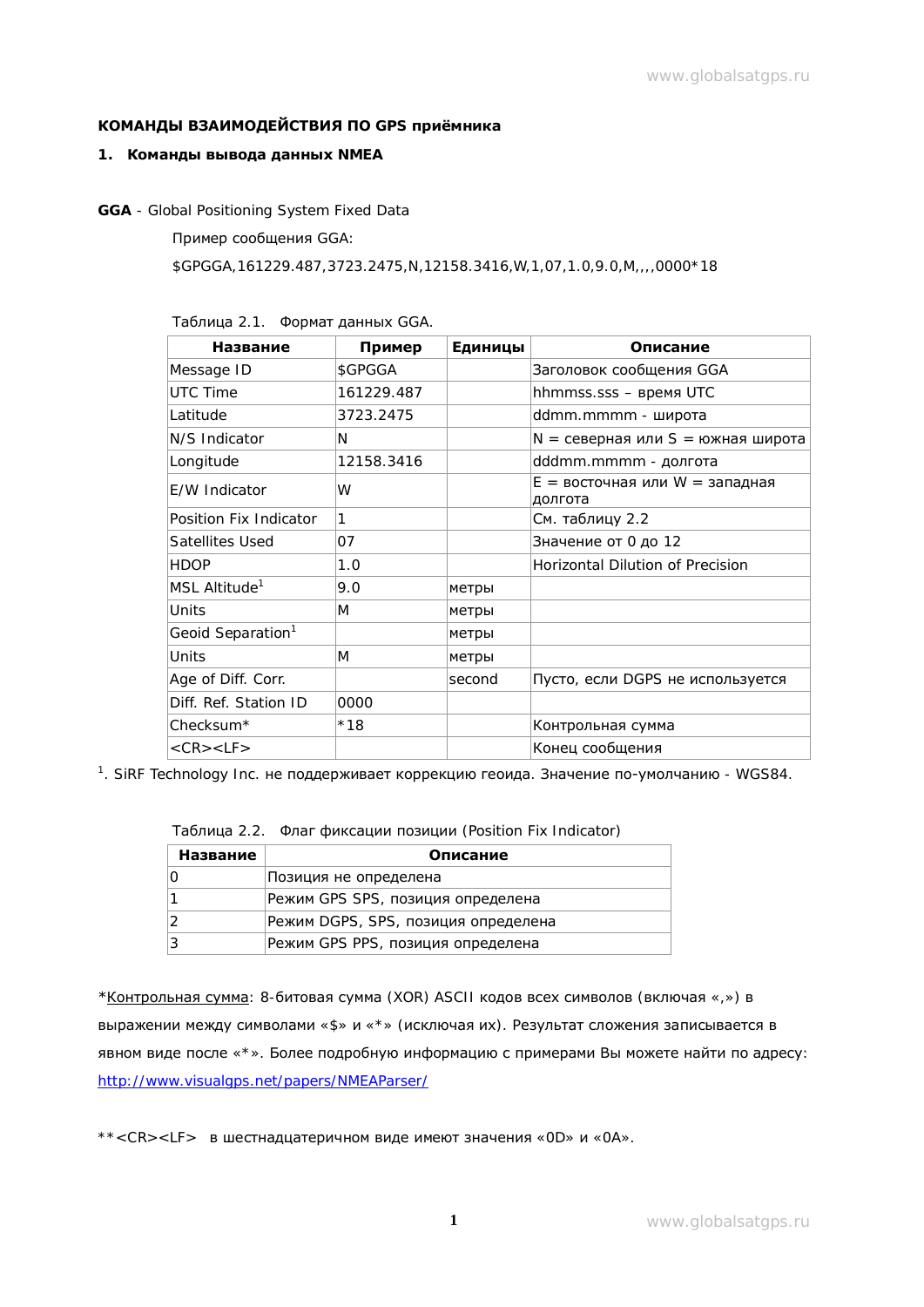**КОМАНДЫ ВЗАИМОДЕЙСТВИЯ ПО GPS приёмника**

## 1. Команды вывода данных NMEA

**GGA** - Global Positioning System Fixed Data

Пример сообщения GGA:

$GPGGA,161229.487,3723.2475,N,12158.3416,W,1,07,1.0,9.0,M,,,,0000*18

Таблица 2.1. Формат данных GGA.

| Название | Пример | Единицы | Описание |
|---|---|---|---|
| Message ID | $GPGGA | | Заголовок сообщения GGA |
| UTC Time | 161229.487 | | hhmmss.sss – время UTC |
| Latitude | 3723.2475 | | ddmm.mmmm - широта |
| N/S Indicator | N | | N = северная или S = южная широта |
| Longitude | 12158.3416 | | dddmm.mmmm - долгота |
| E/W Indicator | W | | E = восточная или W = западная долгота |
| Position Fix Indicator | 1 | | См. таблицу 2.2 |
| Satellites Used | 07 | | Значение от 0 до 12 |
| HDOP | 1.0 | | Horizontal Dilution of Precision |
| MSL Altitude[1] | 9.0 | метры | |
| Units | M | метры | |
| Geoid Separation[1] | | метры | |
| Units | M | метры | |
| Age of Diff. Corr. | | second | Пусто, если DGPS не используется |
| Diff. Ref. Station ID | 0000 | | |
| Checksum* | *18 | | Контрольная сумма |
| <CR><LF> | | | Конец сообщения |

[1]. SiRF Technology Inc. не поддерживает коррекцию геоида. Значение по-умолчанию - WGS84.

Таблица 2.2. Флаг фиксации позиции (Position Fix Indicator)

| Название | Описание |
|---|---|
| 0 | Позиция не определена |
| 1 | Режим GPS SPS, позиция определена |
| 2 | Режим DGPS, SPS, позиция определена |
| 3 | Режим GPS PPS, позиция определена |

*<u>Контрольная сумма</u>: 8-битовая сумма (XOR) ASCII кодов всех символов (включая «,») в выражении между символами «$» и «*» (исключая их). Результат сложения записывается в явном виде после «*». Более подробную информацию с примерами Вы можете найти по адресу: [http://www.visualgps.net/papers/NMEAParser/](http://www.visualgps.net/papers/NMEAParser/)

**<CR><LF> в шестнадцатеричном виде имеют значения «0D» и «0A».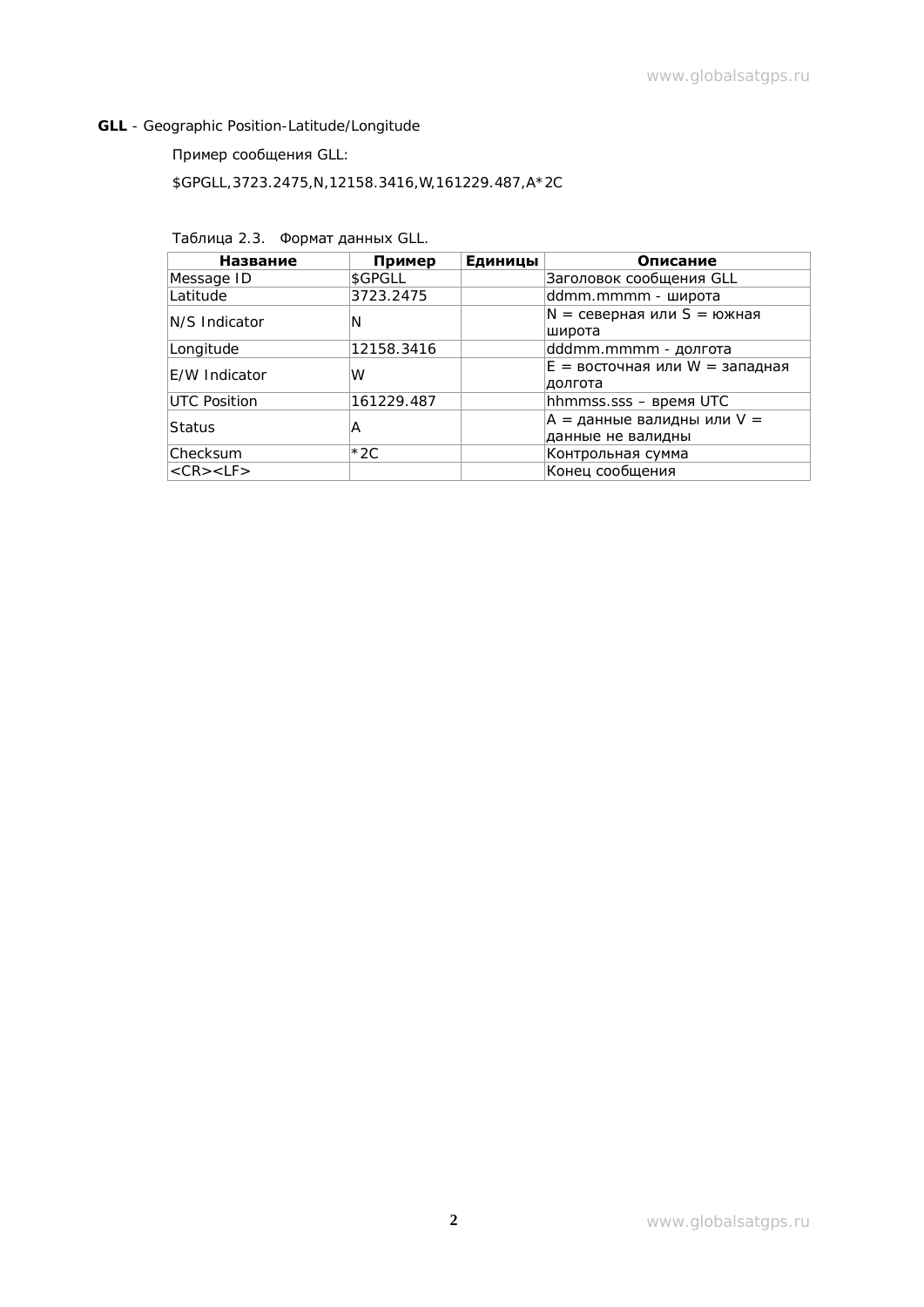**GLL** - Geographic Position-Latitude/Longitude

Пример сообщения GLL:

$GPGLL,3723.2475,N,12158.3416,W,161229.487,A*2C

Таблица 2.3. Формат данных GLL.

| Название | Пример | Единицы | Описание |
|---|---|---|---|
| Message ID | $GPGLL | | Заголовок сообщения GLL |
| Latitude | 3723.2475 | | ddmm.mmmm - широта |
| N/S Indicator | N | | N = северная или S = южная широта |
| Longitude | 12158.3416 | | dddmm.mmmm - долгота |
| E/W Indicator | W | | E = восточная или W = западная долгота |
| UTC Position | 161229.487 | | hhmmss.sss – время UTC |
| Status | A | | A = данные валидны или V = данные не валидны |
| Checksum | *2C | | Контрольная сумма |
| <CR><LF> | | | Конец сообщения |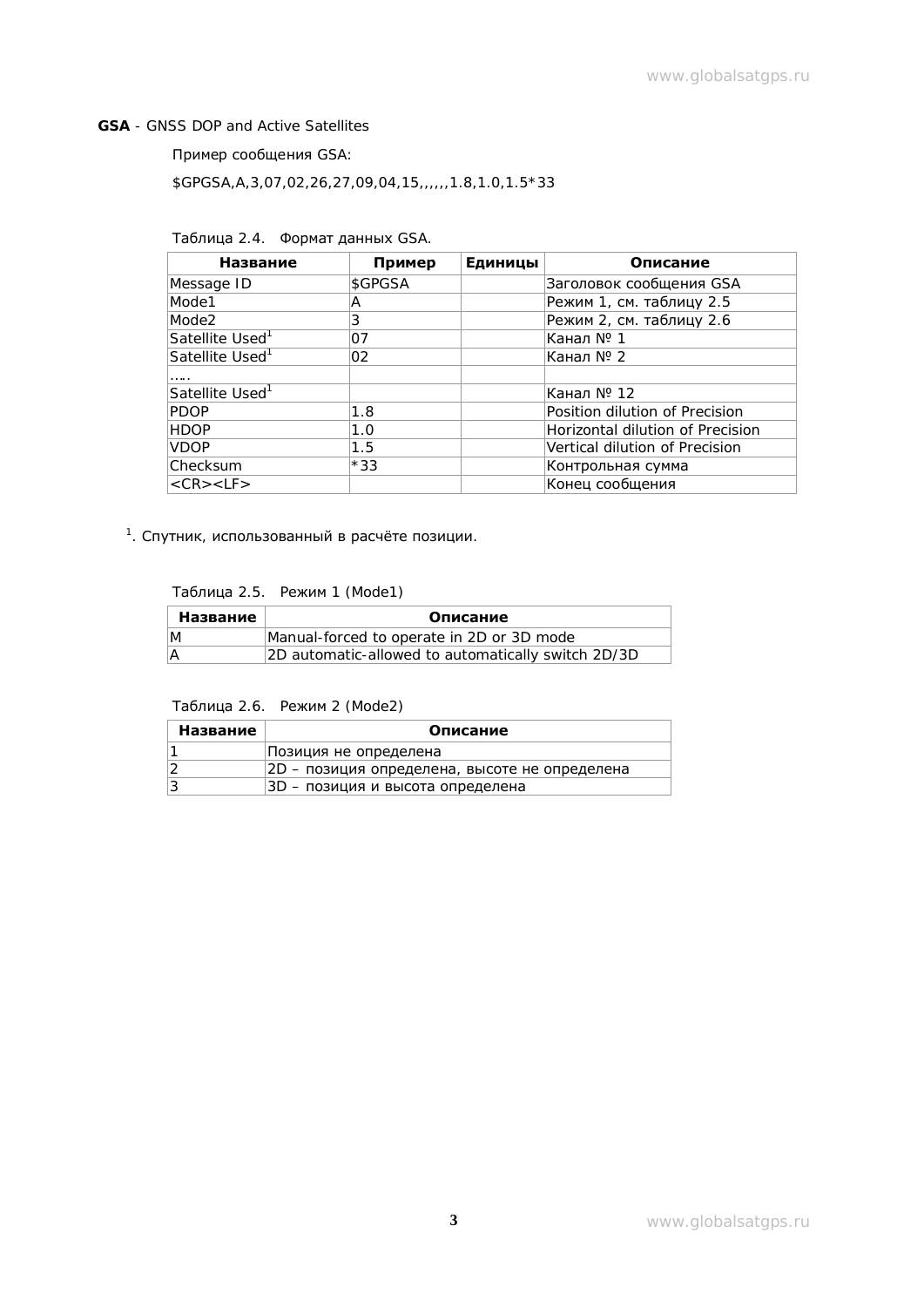**GSA** - GNSS DOP and Active Satellites

Пример сообщения GSA:

$GPGSA,A,3,07,02,26,27,09,04,15,,,,,,1.8,1.0,1.5*33

Таблица 2.4. Формат данных GSA.

| Название | Пример | Единицы | Описание |
|---|---|---|---|
| Message ID | $GPGSA | | Заголовок сообщения GSA |
| Mode1 | A | | Режим 1, см. таблицу 2.5 |
| Mode2 | 3 | | Режим 2, см. таблицу 2.6 |
| Satellite Used[1] | 07 | | Канал № 1 |
| Satellite Used[1] | 02 | | Канал № 2 |
| ….. | | | |
| Satellite Used[1] | | | Канал № 12 |
| PDOP | 1.8 | | Position dilution of Precision |
| HDOP | 1.0 | | Horizontal dilution of Precision |
| VDOP | 1.5 | | Vertical dilution of Precision |
| Checksum | *33 | | Контрольная сумма |
| <CR><LF> | | | Конец сообщения |

[1]. Спутник, использованный в расчёте позиции.

Таблица 2.5. Режим 1 (Mode1)

| Название | Описание |
|---|---|
| M | Manual-forced to operate in 2D or 3D mode |
| A | 2D automatic-allowed to automatically switch 2D/3D |

Таблица 2.6. Режим 2 (Mode2)

| Название | Описание |
|---|---|
| 1 | Позиция не определена |
| 2 | 2D – позиция определена, высоте не определена |
| 3 | 3D – позиция и высота определена |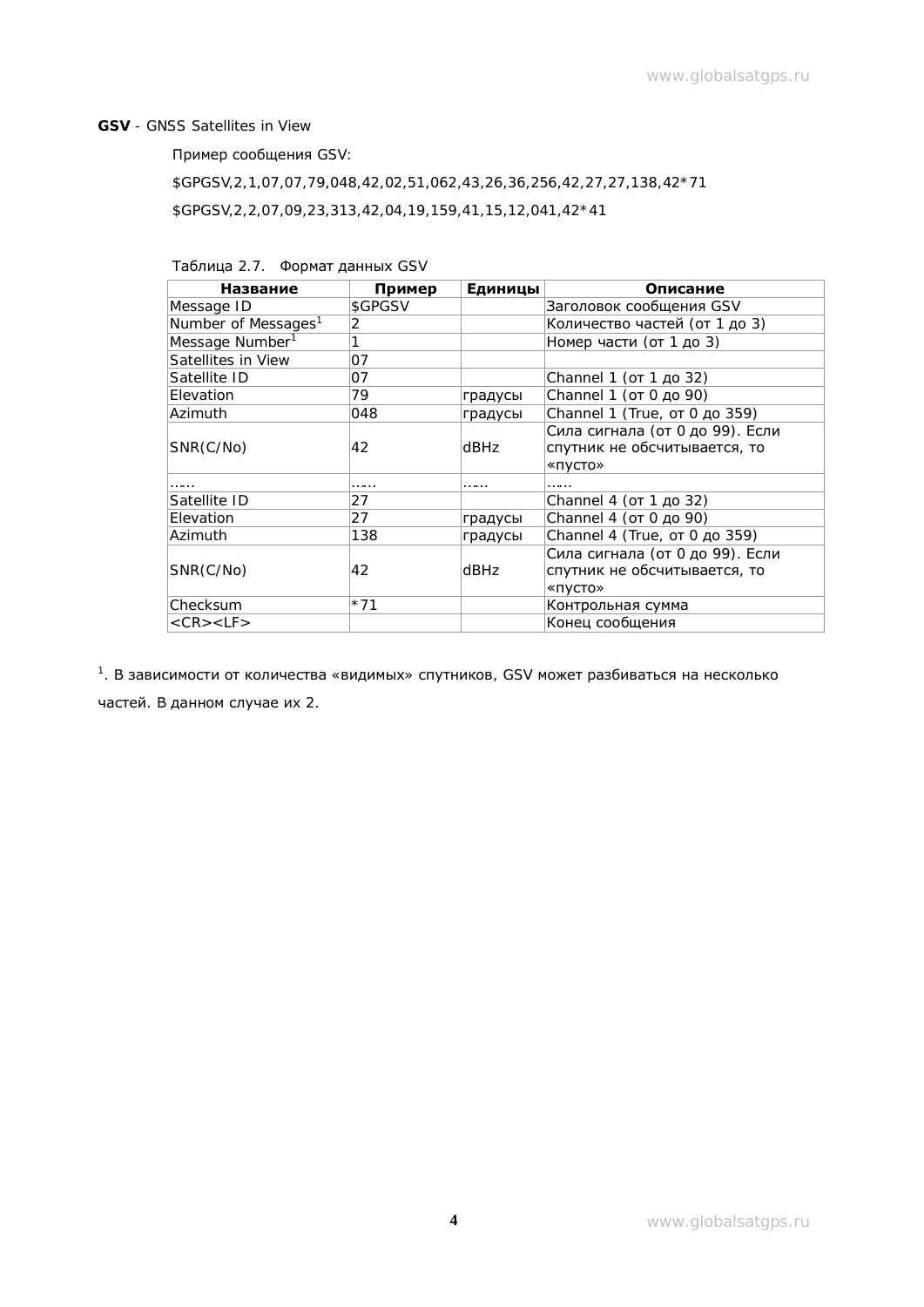**GSV** - GNSS Satellites in View

Пример сообщения GSV:

$GPGSV,2,1,07,07,79,048,42,02,51,062,43,26,36,256,42,27,27,138,42*71

$GPGSV,2,2,07,09,23,313,42,04,19,159,41,15,12,041,42*41

Таблица 2.7. Формат данных GSV

| Название | Пример | Единицы | Описание |
|---|---|---|---|
| Message ID | $GPGSV | | Заголовок сообщения GSV |
| Number of Messages[1] | 2 | | Количество частей (от 1 до 3) |
| Message Number[1] | 1 | | Номер части (от 1 до 3) |
| Satellites in View | 07 | | |
| Satellite ID | 07 | | Channel 1 (от 1 до 32) |
| Elevation | 79 | градусы | Channel 1 (от 0 до 90) |
| Azimuth | 048 | градусы | Channel 1 (True, от 0 до 359) |
| SNR(C/No) | 42 | dBHz | Сила сигнала (от 0 до 99). Если спутник не обсчитывается, то «пусто» |
| …… | …… | …… | …… |
| Satellite ID | 27 | | Channel 4 (от 1 до 32) |
| Elevation | 27 | градусы | Channel 4 (от 0 до 90) |
| Azimuth | 138 | градусы | Channel 4 (True, от 0 до 359) |
| SNR(C/No) | 42 | dBHz | Сила сигнала (от 0 до 99). Если спутник не обсчитывается, то «пусто» |
| Checksum | *71 | | Контрольная сумма |
| <CR><LF> | | | Конец сообщения |

[1]. В зависимости от количества «видимых» спутников, GSV может разбиваться на несколько частей. В данном случае их 2.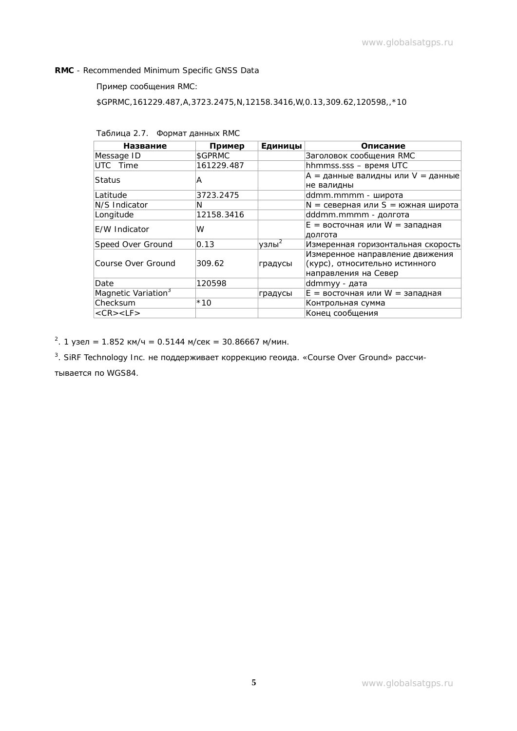**RMC** - Recommended Minimum Specific GNSS Data

Пример сообщения RMC:

$GPRMC,161229.487,A,3723.2475,N,12158.3416,W,0.13,309.62,120598,,*10

Таблица 2.7. Формат данных RMC

| Название | Пример | Единицы | Описание |
|---|---|---|---|
| Message ID | $GPRMC | | Заголовок сообщения RMC |
| UTC Time | 161229.487 | | hhmmss.sss – время UTC |
| Status | A | | A = данные валидны или V = данные не валидны |
| Latitude | 3723.2475 | | ddmm.mmmm - широта |
| N/S Indicator | N | | N = северная или S = южная широта |
| Longitude | 12158.3416 | | dddmm.mmmm - долгота |
| E/W Indicator | W | | E = восточная или W = западная долгота |
| Speed Over Ground | 0.13 | узлы[2] | Измеренная горизонтальная скорость |
| Course Over Ground | 309.62 | градусы | Измеренное направление движения (курс), относительно истинного направления на Север |
| Date | 120598 | | ddmmyy - дата |
| Magnetic Variation[3] | | градусы | E = восточная или W = западная |
| Checksum | *10 | | Контрольная сумма |
| <CR><LF> | | | Конец сообщения |

[2]. 1 узел = 1.852 км/ч = 0.5144 м/сек = 30.86667 м/мин.

[3]. SiRF Technology Inc. не поддерживает коррекцию геоида. «Course Over Ground» рассчитывается по WGS84.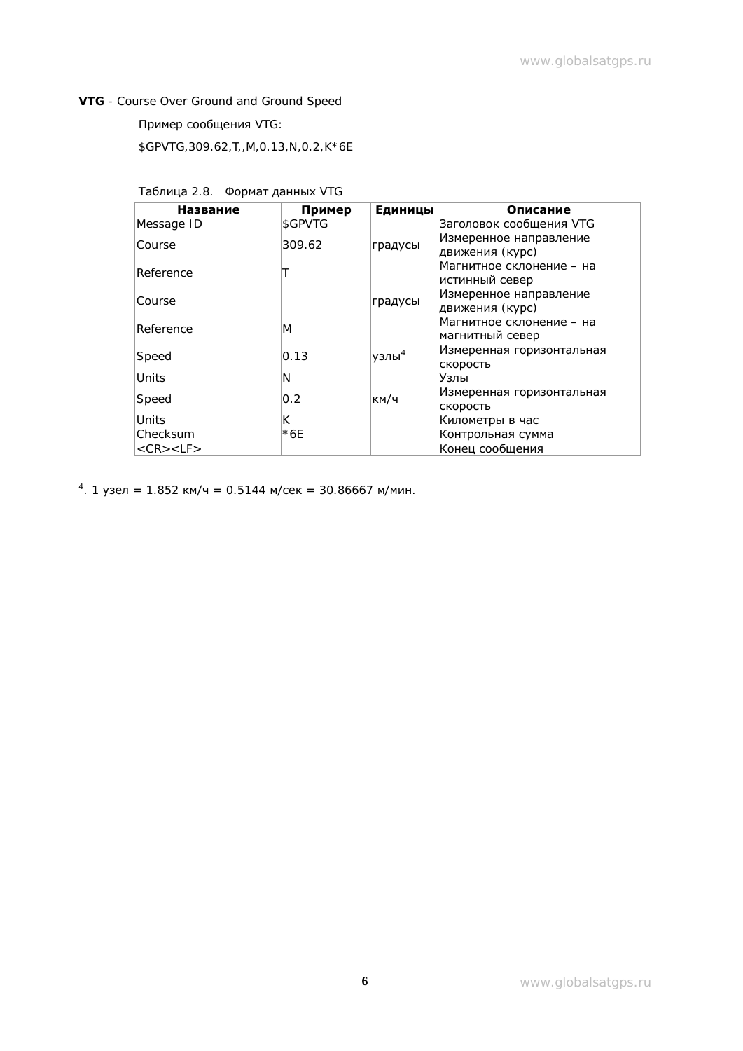**VTG** - Course Over Ground and Ground Speed

Пример сообщения VTG:

$GPVTG,309.62,T,,M,0.13,N,0.2,K*6E

Таблица 2.8. Формат данных VTG

| Название | Пример | Единицы | Описание |
|---|---|---|---|
| Message ID | $GPVTG | | Заголовок сообщения VTG |
| Course | 309.62 | градусы | Измеренное направление движения (курс) |
| Reference | T | | Магнитное склонение – на истинный север |
| Course | | градусы | Измеренное направление движения (курс) |
| Reference | M | | Магнитное склонение – на магнитный север |
| Speed | 0.13 | узлы[4] | Измеренная горизонтальная скорость |
| Units | N | | Узлы |
| Speed | 0.2 | км/ч | Измеренная горизонтальная скорость |
| Units | K | | Километры в час |
| Checksum | *6E | | Контрольная сумма |
| <CR><LF> | | | Конец сообщения |

[4]. 1 узел = 1.852 км/ч = 0.5144 м/сек = 30.86667 м/мин.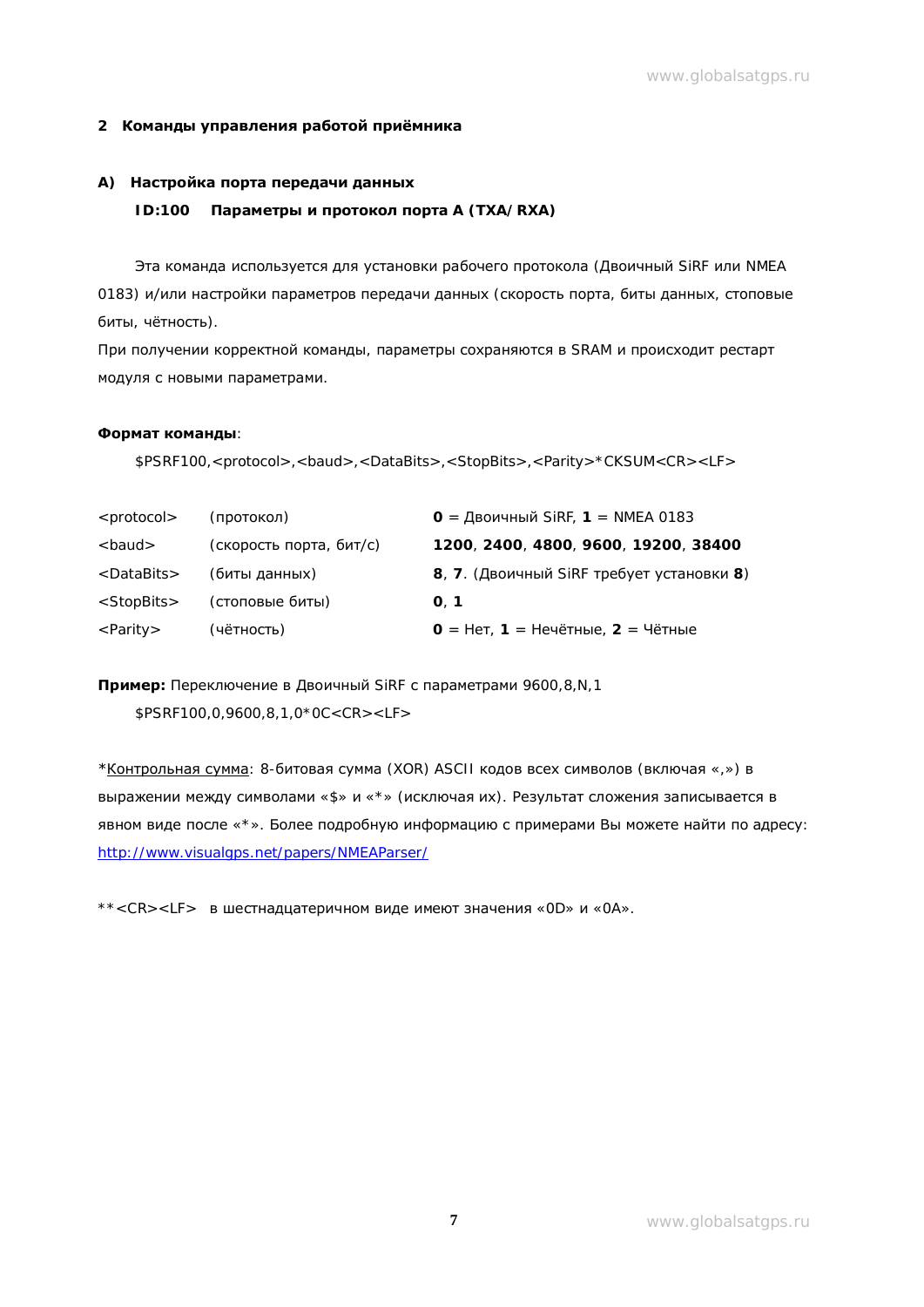## 2 Команды управления работой приёмника

### А) Настройка порта передачи данных

#### ID:100 Параметры и протокол порта A (TXA/ RXA)

Эта команда используется для установки рабочего протокола (Двоичный SiRF или NMEA 0183) и/или настройки параметров передачи данных (скорость порта, биты данных, стоповые биты, чётность).

При получении корректной команды, параметры сохраняются в SRAM и происходит рестарт модуля с новыми параметрами.

**Формат команды**:

$PSRF100,<protocol>,<baud>,<DataBits>,<StopBits>,<Parity>*CKSUM<CR><LF>

| | | |
|---|---|---|
| <protocol> | (протокол) | **0** = Двоичный SiRF, **1** = NMEA 0183 |
| <baud> | (скорость порта, бит/с) | **1200**, **2400**, **4800**, **9600**, **19200**, **38400** |
| <DataBits> | (биты данных) | **8**, **7**. (Двоичный SiRF требует установки **8**) |
| <StopBits> | (стоповые биты) | **0**, **1** |
| <Parity> | (чётность) | **0** = Нет, **1** = Нечётные, **2** = Чётные |

**Пример:** Переключение в Двоичный SiRF с параметрами 9600,8,N,1

$PSRF100,0,9600,8,1,0*0C<CR><LF>

*Контрольная сумма: 8-битовая сумма (XOR) ASCII кодов всех символов (включая «,») в выражении между символами «$» и «*» (исключая их). Результат сложения записывается в явном виде после «*». Более подробную информацию с примерами Вы можете найти по адресу: http://www.visualgps.net/papers/NMEAParser/

**<CR><LF> в шестнадцатеричном виде имеют значения «0D» и «0A».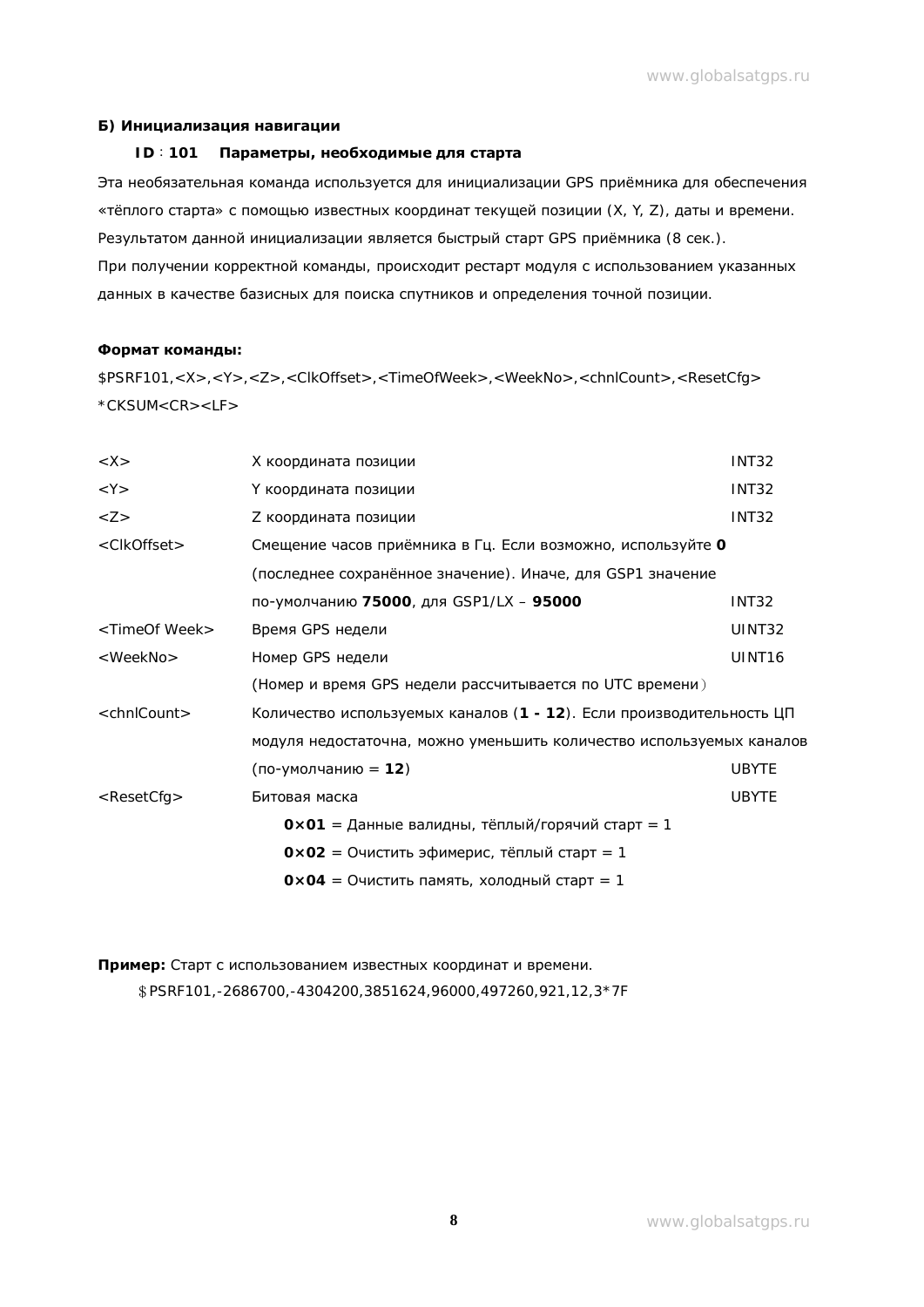**Б) Инициализация навигации**

**ID：101 Параметры, необходимые для старта**

Эта необязательная команда используется для инициализации GPS приёмника для обеспечения «тёплого старта» с помощью известных координат текущей позиции (X, Y, Z), даты и времени. Результатом данной инициализации является быстрый старт GPS приёмника (8 сек.).
При получении корректной команды, происходит рестарт модуля с использованием указанных данных в качестве базисных для поиска спутников и определения точной позиции.

**Формат команды:**

$PSRF101,<X>,<Y>,<Z>,<ClkOffset>,<TimeOfWeek>,<WeekNo>,<chnlCount>,<ResetCfg>*CKSUM<CR><LF>

| | | |
|---|---|---|
| <X> | X координата позиции | INT32 |
| <Y> | Y координата позиции | INT32 |
| <Z> | Z координата позиции | INT32 |
| <ClkOffset> | Смещение часов приёмника в Гц. Если возможно, используйте **0** (последнее сохранённое значение). Иначе, для GSP1 значение по-умолчанию **75000**, для GSP1/LX – **95000** | INT32 |
| <TimeOf Week> | Время GPS недели | UINT32 |
| <WeekNo> | Номер GPS недели (Номер и время GPS недели рассчитывается по UTC времени) | UINT16 |
| <chnlCount> | Количество используемых каналов (**1 - 12**). Если производительность ЦП модуля недостаточна, можно уменьшить количество используемых каналов (по-умолчанию = **12**) | UBYTE |
| <ResetCfg> | Битовая маска<br>**0×01** = Данные валидны, тёплый/горячий старт = 1<br>**0×02** = Очистить эфимерис, тёплый старт = 1<br>**0×04** = Очистить память, холодный старт = 1 | UBYTE |

**Пример:** Старт с использованием известных координат и времени.

＄PSRF101,-2686700,-4304200,3851624,96000,497260,921,12,3*7F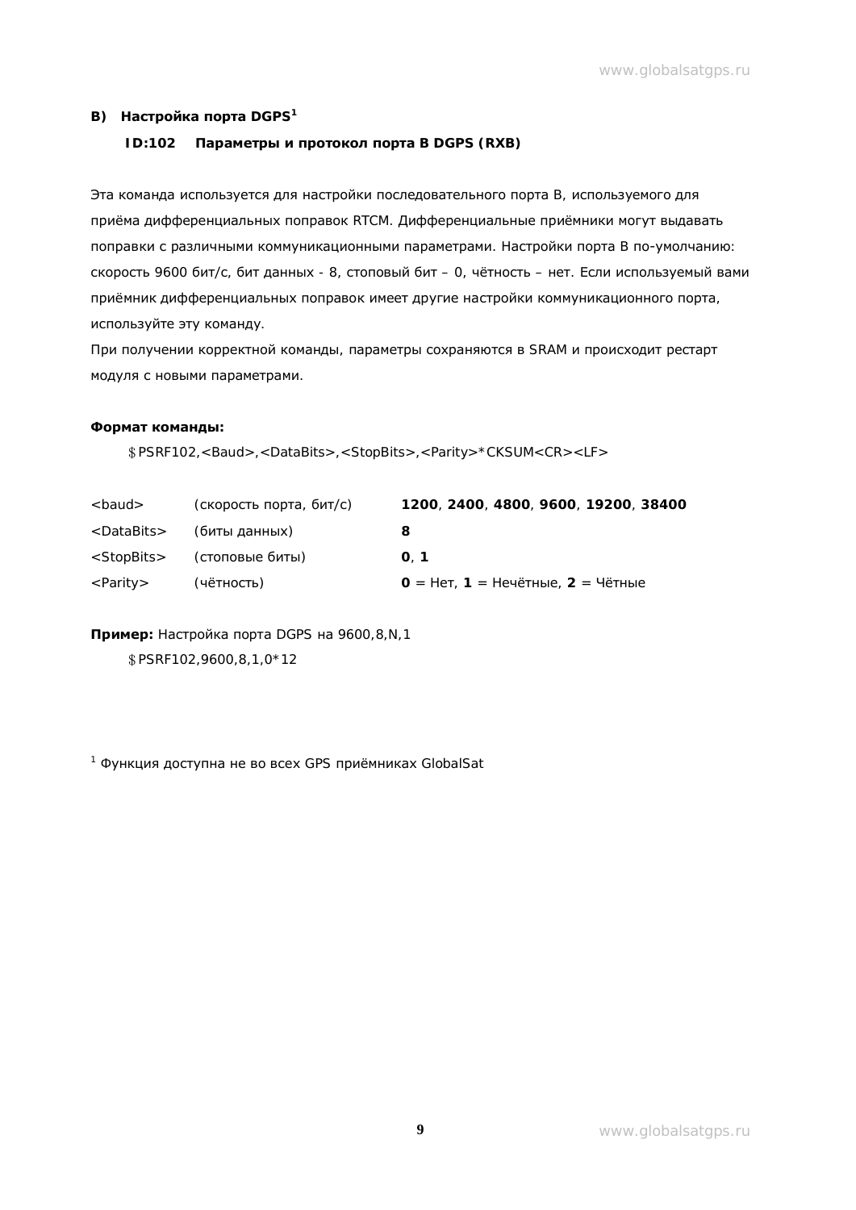## B) Настройка порта DGPS[1]

### ID:102 Параметры и протокол порта B DGPS (RXB)

Эта команда используется для настройки последовательного порта B, используемого для приёма дифференциальных поправок RTCM. Дифференциальные приёмники могут выдавать поправки с различными коммуникационными параметрами. Настройки порта B по-умолчанию: скорость 9600 бит/с, бит данных - 8, стоповый бит – 0, чётность – нет. Если используемый вами приёмник дифференциальных поправок имеет другие настройки коммуникационного порта, используйте эту команду.

При получении корректной команды, параметры сохраняются в SRAM и происходит рестарт модуля с новыми параметрами.

**Формат команды:**

```
$PSRF102,<Baud>,<DataBits>,<StopBits>,<Parity>*CKSUM<CR><LF>
```

| | | |
|---|---|---|
| <baud> | (скорость порта, бит/с) | **1200**, **2400**, **4800**, **9600**, **19200**, **38400** |
| <DataBits> | (биты данных) | **8** |
| <StopBits> | (стоповые биты) | **0**, **1** |
| <Parity> | (чётность) | **0** = Нет, **1** = Нечётные, **2** = Чётные |

**Пример:** Настройка порта DGPS на 9600,8,N,1

```
$PSRF102,9600,8,1,0*12
```

[1] Функция доступна не во всех GPS приёмниках GlobalSat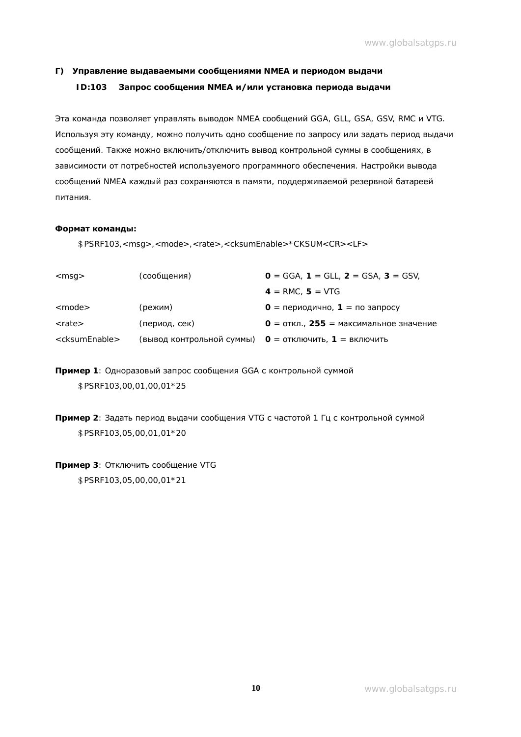## Г) Управление выдаваемыми сообщениями NMEA и периодом выдачи

### ID:103 Запрос сообщения NMEA и/или установка периода выдачи

Эта команда позволяет управлять выводом NMEA сообщений GGA, GLL, GSA, GSV, RMC и VTG. Используя эту команду, можно получить одно сообщение по запросу или задать период выдачи сообщений. Также можно включить/отключить вывод контрольной суммы в сообщениях, в зависимости от потребностей используемого программного обеспечения. Настройки вывода сообщений NMEA каждый раз сохраняются в памяти, поддерживаемой резервной батареей питания.

**Формат команды:**

```
$PSRF103,<msg>,<mode>,<rate>,<cksumEnable>*CKSUM<CR><LF>
```

| | | |
|---|---|---|
| <msg> | (сообщения) | **0** = GGA, **1** = GLL, **2** = GSA, **3** = GSV, **4** = RMC, **5** = VTG |
| <mode> | (режим) | **0** = периодично, **1** = по запросу |
| <rate> | (период, сек) | **0** = откл., **255** = максимальное значение |
| <cksumEnable> | (вывод контрольной суммы) | **0** = отключить, **1** = включить |

**Пример 1**: Одноразовый запрос сообщения GGA с контрольной суммой

```
$PSRF103,00,01,00,01*25
```

**Пример 2**: Задать период выдачи сообщения VTG с частотой 1 Гц с контрольной суммой

```
$PSRF103,05,00,01,01*20
```

**Пример 3**: Отключить сообщение VTG

```
$PSRF103,05,00,00,01*21
```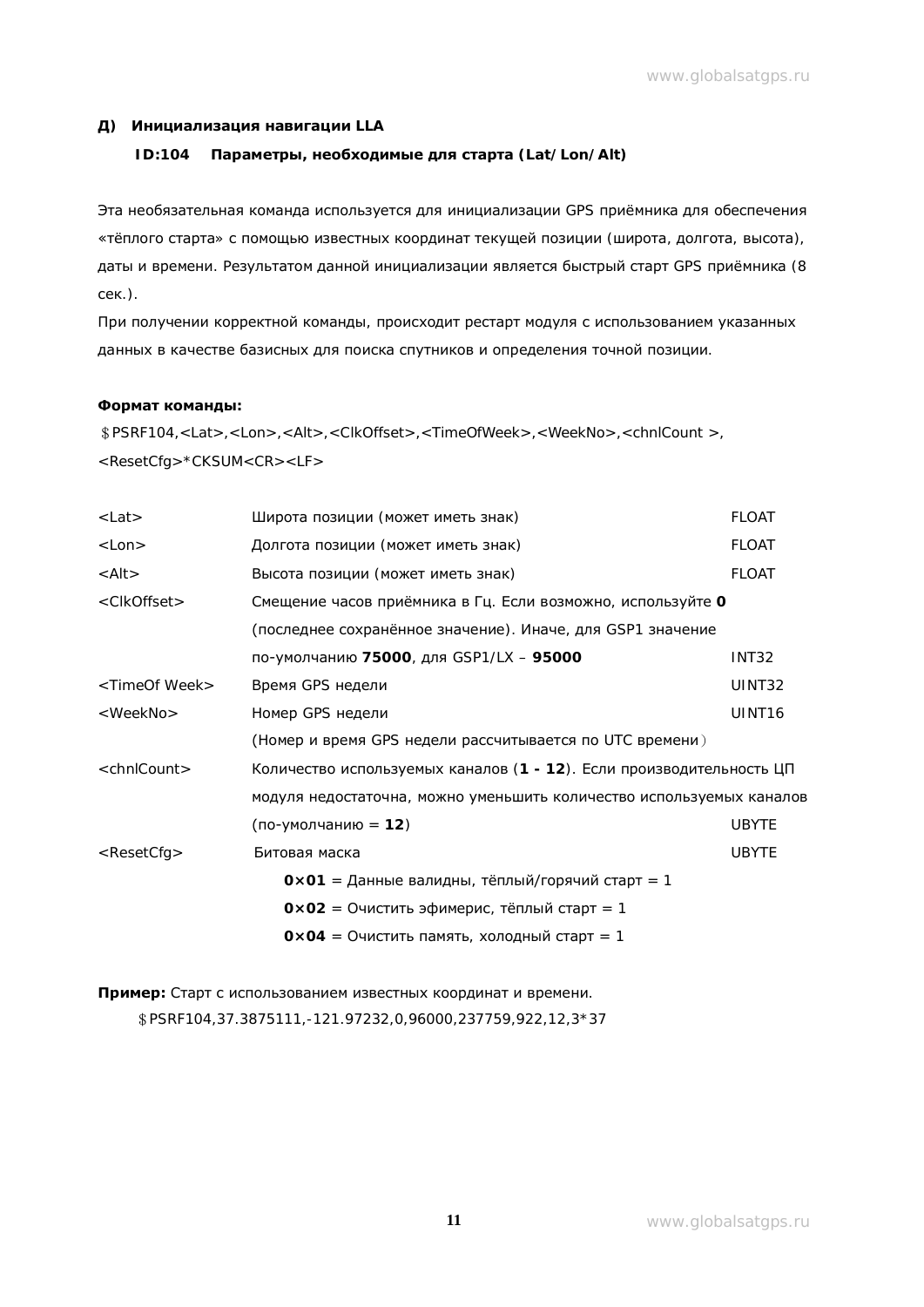### Д) Инициализация навигации LLA

**ID:104 Параметры, необходимые для старта (Lat/Lon/Alt)**

Эта необязательная команда используется для инициализации GPS приёмника для обеспечения «тёплого старта» с помощью известных координат текущей позиции (широта, долгота, высота), даты и времени. Результатом данной инициализации является быстрый старт GPS приёмника (8 сек.).

При получении корректной команды, происходит рестарт модуля с использованием указанных данных в качестве базисных для поиска спутников и определения точной позиции.

**Формат команды:**

＄PSRF104,<Lat>,<Lon>,<Alt>,<ClkOffset>,<TimeOfWeek>,<WeekNo>,<chnlCount >,<ResetCfg>*CKSUM<CR><LF>

| | | |
|---|---|---|
| <Lat> | Широта позиции (может иметь знак) | FLOAT |
| <Lon> | Долгота позиции (может иметь знак) | FLOAT |
| <Alt> | Высота позиции (может иметь знак) | FLOAT |
| <ClkOffset> | Смещение часов приёмника в Гц. Если возможно, используйте **0** (последнее сохранённое значение). Иначе, для GSP1 значение по-умолчанию **75000**, для GSP1/LX – **95000** | INT32 |
| <TimeOf Week> | Время GPS недели | UINT32 |
| <WeekNo> | Номер GPS недели (Номер и время GPS недели рассчитывается по UTC времени） | UINT16 |
| <chnlCount> | Количество используемых каналов (**1 - 12**). Если производительность ЦП модуля недостаточна, можно уменьшить количество используемых каналов (по-умолчанию = **12**) | UBYTE |
| <ResetCfg> | Битовая маска<br>**0×01** = Данные валидны, тёплый/горячий старт = 1<br>**0×02** = Очистить эфимерис, тёплый старт = 1<br>**0×04** = Очистить память, холодный старт = 1 | UBYTE |

**Пример:** Старт с использованием известных координат и времени.

＄PSRF104,37.3875111,-121.97232,0,96000,237759,922,12,3*37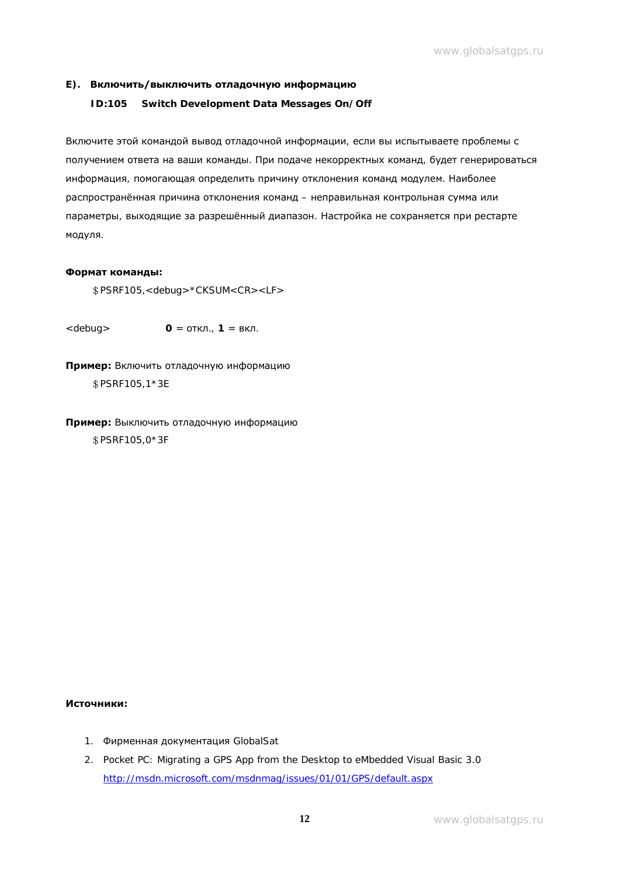### E). Включить/выключить отладочную информацию

**ID:105 Switch Development Data Messages On/Off**

Включите этой командой вывод отладочной информации, если вы испытываете проблемы с получением ответа на ваши команды. При подаче некорректных команд, будет генерироваться информация, помогающая определить причину отклонения команд модулем. Наиболее распространённая причина отклонения команд – неправильная контрольная сумма или параметры, выходящие за разрешённый диапазон. Настройка не сохраняется при рестарте модуля.

**Формат команды:**

```
$PSRF105,<debug>*CKSUM<CR><LF>
```

<debug> **0** = откл., **1** = вкл.

**Пример:** Включить отладочную информацию

```
$PSRF105,1*3E
```

**Пример:** Выключить отладочную информацию

```
$PSRF105,0*3F
```

**Источники:**

1. Фирменная документация GlobalSat
2. Pocket PC: Migrating a GPS App from the Desktop to eMbedded Visual Basic 3.0
   http://msdn.microsoft.com/msdnmag/issues/01/01/GPS/default.aspx